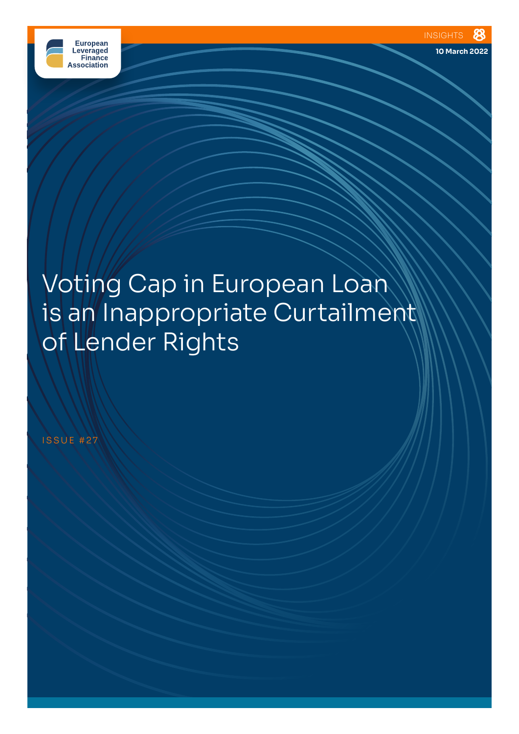European Leveraged Finance Association

INSIGHTS

10 March 2022

# Voting Cap in European Loan is an Inappropriate Curtailment of Lender Rights

ISSUE #27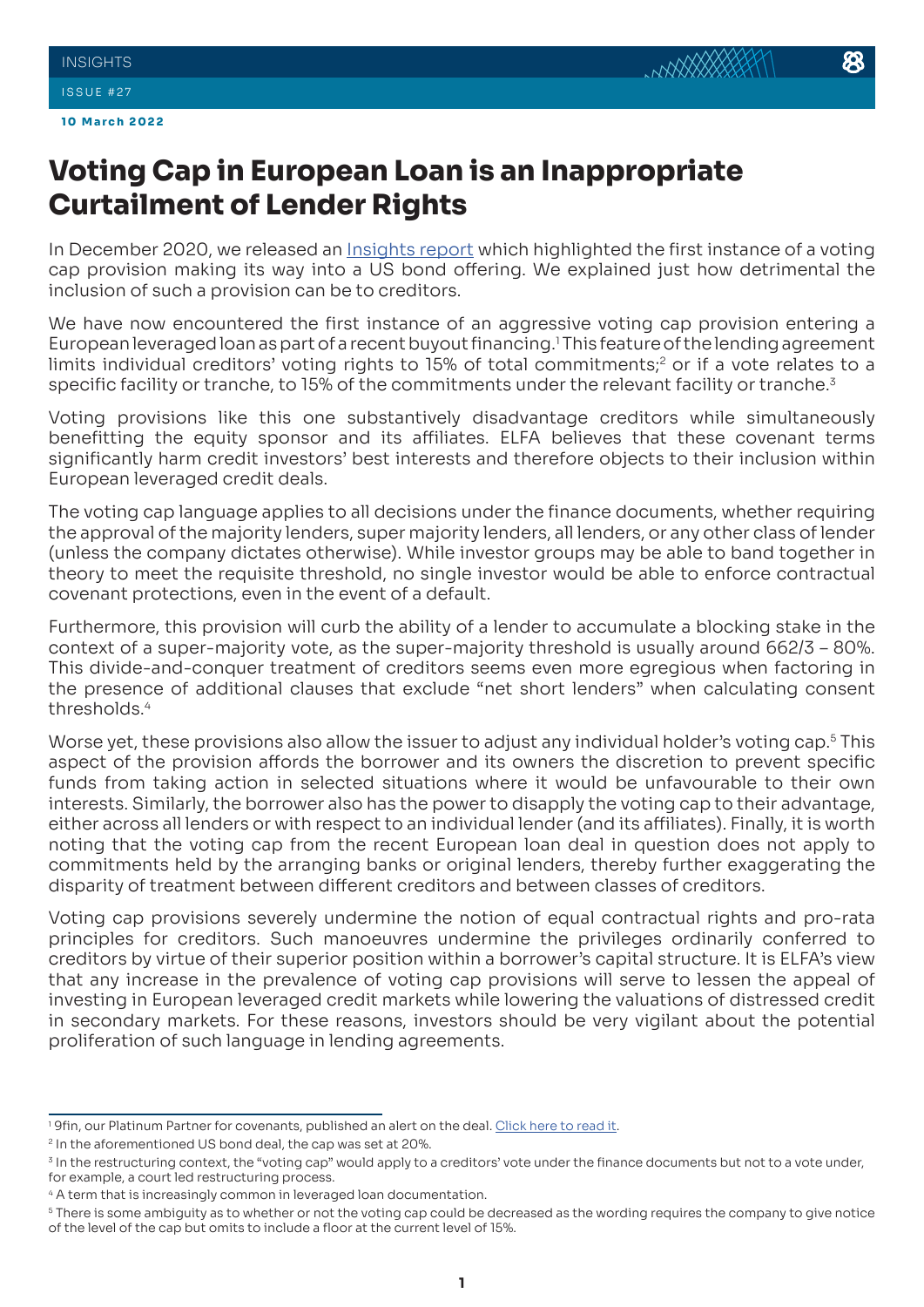# Voting Cap in European Loan is an Inappropriate Curtailment of Lender Rights

In December 2020, we released an Insights report which highlighted the first instance of a voting cap provision making its way into a US bond offering. We explained just how detrimental the inclusion of such a provision can be to creditors.

We have now encountered the first instance of an aggressive voting cap provision entering a European leveraged loan as part of a recent buyout financing.[1] This feature of the lending agreement limits individual creditors' voting rights to 15% of total commitments;[2] or if a vote relates to a specific facility or tranche, to 15% of the commitments under the relevant facility or tranche.[3]

Voting provisions like this one substantively disadvantage creditors while simultaneously benefitting the equity sponsor and its affiliates. ELFA believes that these covenant terms significantly harm credit investors' best interests and therefore objects to their inclusion within European leveraged credit deals.

The voting cap language applies to all decisions under the finance documents, whether requiring the approval of the majority lenders, super majority lenders, all lenders, or any other class of lender (unless the company dictates otherwise). While investor groups may be able to band together in theory to meet the requisite threshold, no single investor would be able to enforce contractual covenant protections, even in the event of a default.

Furthermore, this provision will curb the ability of a lender to accumulate a blocking stake in the context of a super-majority vote, as the super-majority threshold is usually around 662/3 – 80%. This divide-and-conquer treatment of creditors seems even more egregious when factoring in the presence of additional clauses that exclude "net short lenders" when calculating consent thresholds.[4]

Worse yet, these provisions also allow the issuer to adjust any individual holder's voting cap.[5] This aspect of the provision affords the borrower and its owners the discretion to prevent specific funds from taking action in selected situations where it would be unfavourable to their own interests. Similarly, the borrower also has the power to disapply the voting cap to their advantage, either across all lenders or with respect to an individual lender (and its affiliates). Finally, it is worth noting that the voting cap from the recent European loan deal in question does not apply to commitments held by the arranging banks or original lenders, thereby further exaggerating the disparity of treatment between different creditors and between classes of creditors.

Voting cap provisions severely undermine the notion of equal contractual rights and pro-rata principles for creditors. Such manoeuvres undermine the privileges ordinarily conferred to creditors by virtue of their superior position within a borrower's capital structure. It is ELFA's view that any increase in the prevalence of voting cap provisions will serve to lessen the appeal of investing in European leveraged credit markets while lowering the valuations of distressed credit in secondary markets. For these reasons, investors should be very vigilant about the potential proliferation of such language in lending agreements.

---

[1] 9fin, our Platinum Partner for covenants, published an alert on the deal. Click here to read it.

[2] In the aforementioned US bond deal, the cap was set at 20%.

[3] In the restructuring context, the "voting cap" would apply to a creditors' vote under the finance documents but not to a vote under, for example, a court led restructuring process.

[4] A term that is increasingly common in leveraged loan documentation.

[5] There is some ambiguity as to whether or not the voting cap could be decreased as the wording requires the company to give notice of the level of the cap but omits to include a floor at the current level of 15%.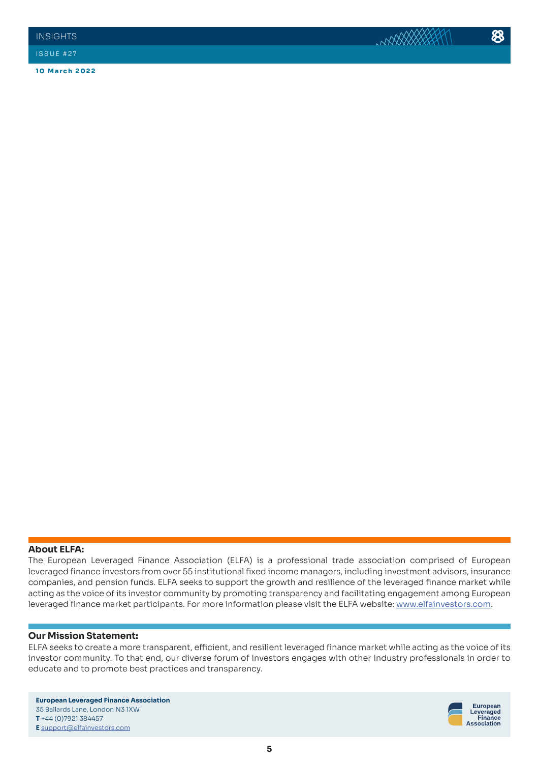## About ELFA:

The European Leveraged Finance Association (ELFA) is a professional trade association comprised of European leveraged finance investors from over 55 institutional fixed income managers, including investment advisors, insurance companies, and pension funds. ELFA seeks to support the growth and resilience of the leveraged finance market while acting as the voice of its investor community by promoting transparency and facilitating engagement among European leveraged finance market participants. For more information please visit the ELFA website: [www.elfainvestors.com](www.elfainvestors.com).

## Our Mission Statement:

ELFA seeks to create a more transparent, efficient, and resilient leveraged finance market while acting as the voice of its investor community. To that end, our diverse forum of investors engages with other industry professionals in order to educate and to promote best practices and transparency.

**European Leveraged Finance Association**
35 Ballards Lane, London N3 1XW
**T** +44 (0)7921 384457
**E** support@elfainvestors.com